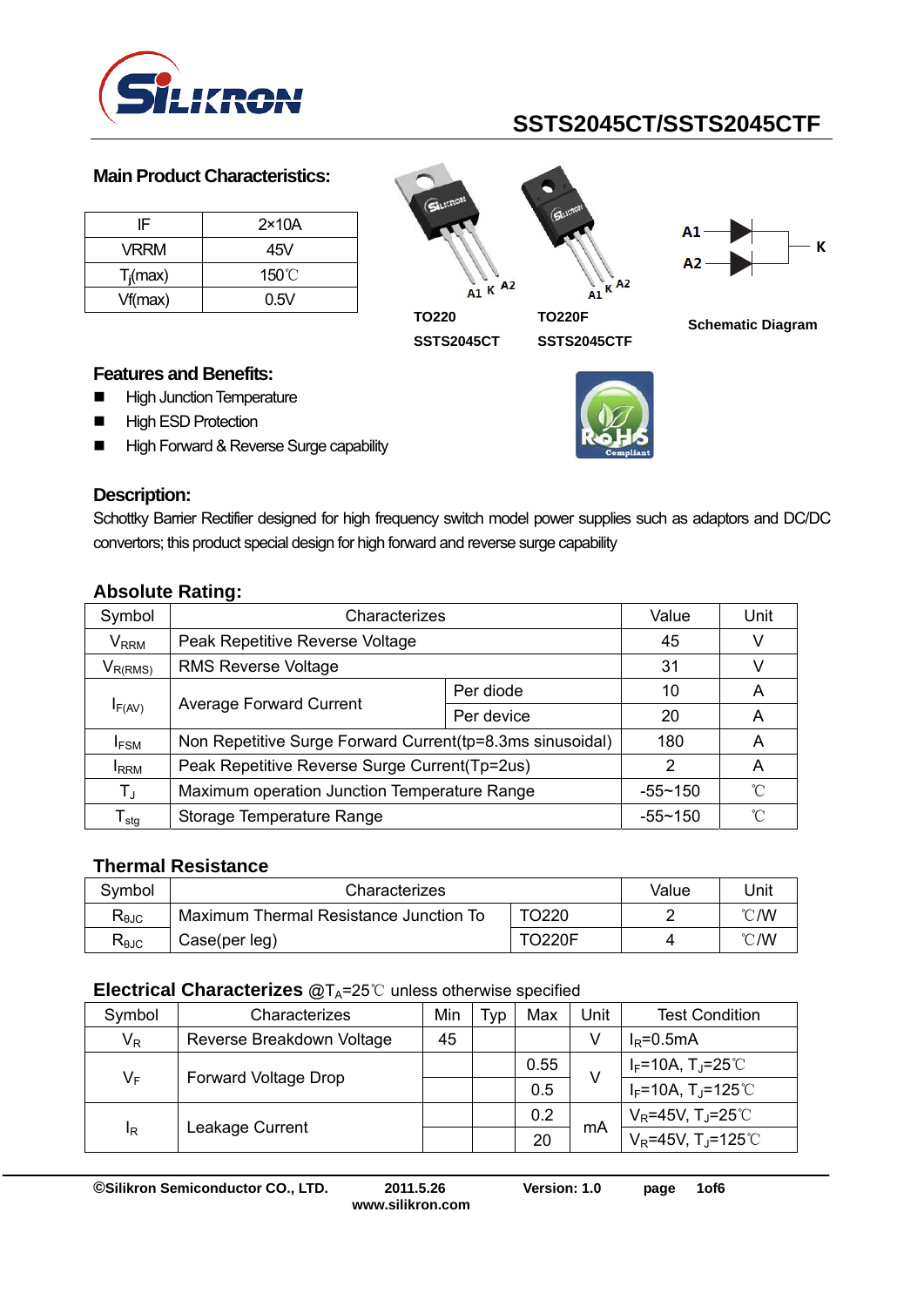# SSTS2045CT/SSTS2045CTF

## Main Product Characteristics:

| IF | 2×10A |
|---|---|
| VRRM | 45V |
| $T_j$(max) | 150℃ |
| Vf(max) | 0.5V |

A1 K A2 &nbsp;&nbsp; A1 K A2

TO220 &nbsp;&nbsp; TO220F

SSTS2045CT &nbsp;&nbsp; SSTS2045CTF

A1 A2 K

Schematic Diagram

## Features and Benefits:

- High Junction Temperature
- High ESD Protection
- High Forward & Reverse Surge capability

## Description:

Schottky Barrier Rectifier designed for high frequency switch model power supplies such as adaptors and DC/DC convertors; this product special design for high forward and reverse surge capability

## Absolute Rating:

| Symbol | Characterizes | | Value | Unit |
|---|---|---|---|---|
| $V_{RRM}$ | Peak Repetitive Reverse Voltage | | 45 | V |
| $V_{R(RMS)}$ | RMS Reverse Voltage | | 31 | V |
| $I_{F(AV)}$ | Average Forward Current | Per diode | 10 | A |
| | | Per device | 20 | A |
| $I_{FSM}$ | Non Repetitive Surge Forward Current(tp=8.3ms sinusoidal) | | 180 | A |
| $I_{RRM}$ | Peak Repetitive Reverse Surge Current(Tp=2us) | | 2 | A |
| $T_J$ | Maximum operation Junction Temperature Range | | -55~150 | ℃ |
| $T_{stg}$ | Storage Temperature Range | | -55~150 | ℃ |

## Thermal Resistance

| Symbol | Characterizes | | Value | Unit |
|---|---|---|---|---|
| $R_{\theta JC}$ | Maximum Thermal Resistance Junction To Case(per leg) | TO220 | 2 | ℃/W |
| $R_{\theta JC}$ | | TO220F | 4 | ℃/W |

## Electrical Characterizes @$T_A$=25℃ unless otherwise specified

| Symbol | Characterizes | Min | Typ | Max | Unit | Test Condition |
|---|---|---|---|---|---|---|
| $V_R$ | Reverse Breakdown Voltage | 45 | | | V | $I_R$=0.5mA |
| $V_F$ | Forward Voltage Drop | | | 0.55 | V | $I_F$=10A, $T_J$=25℃ |
| | | | | 0.5 | | $I_F$=10A, $T_J$=125℃ |
| $I_R$ | Leakage Current | | | 0.2 | mA | $V_R$=45V, $T_J$=25℃ |
| | | | | 20 | | $V_R$=45V, $T_J$=125℃ |

©Silikron Semiconductor CO., LTD. 2011.5.26 Version: 1.0

www.silikron.com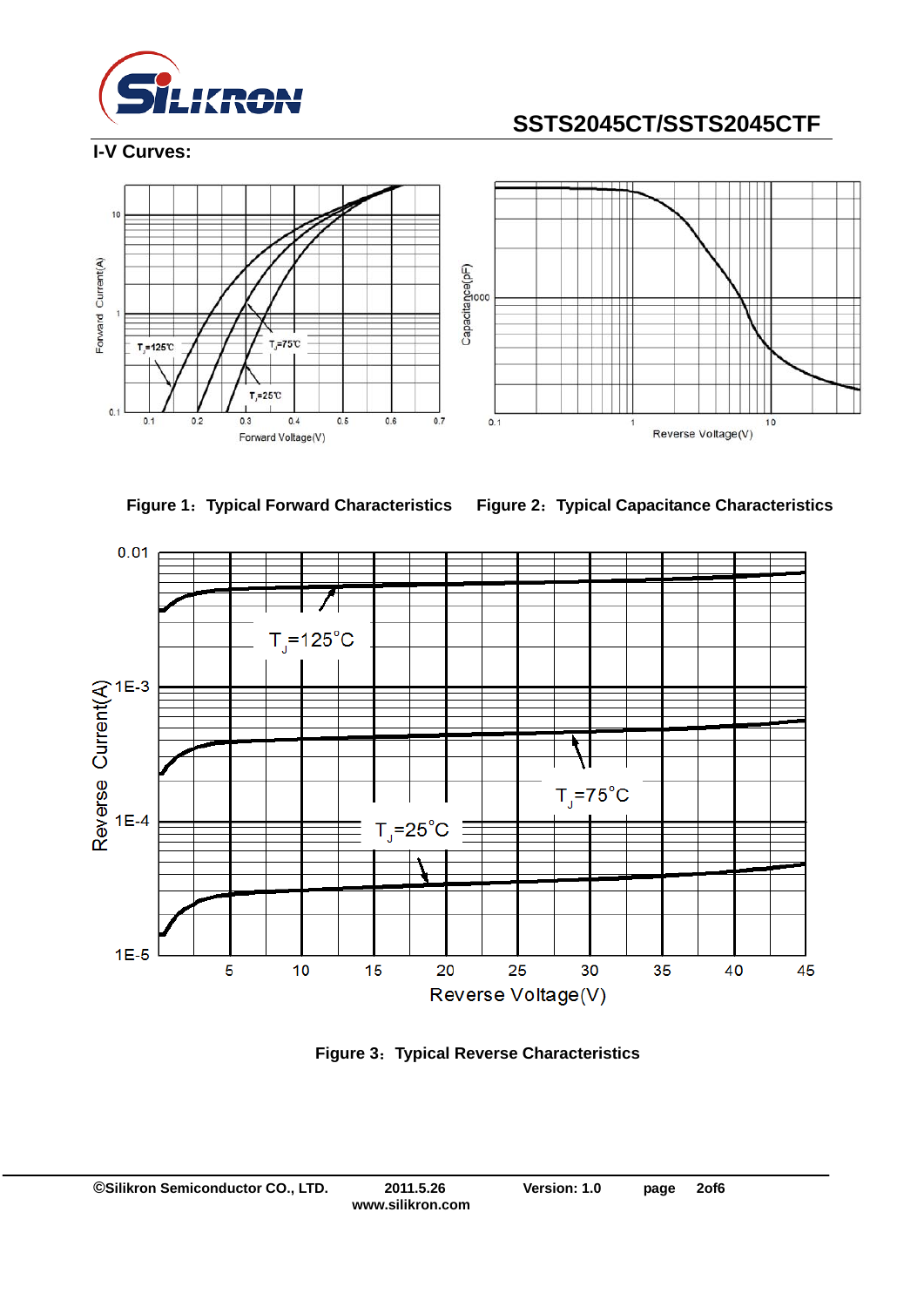## I-V Curves:

Figure 1：Typical Forward Characteristics

Figure 2：Typical Capacitance Characteristics

Figure 3：Typical Reverse Characteristics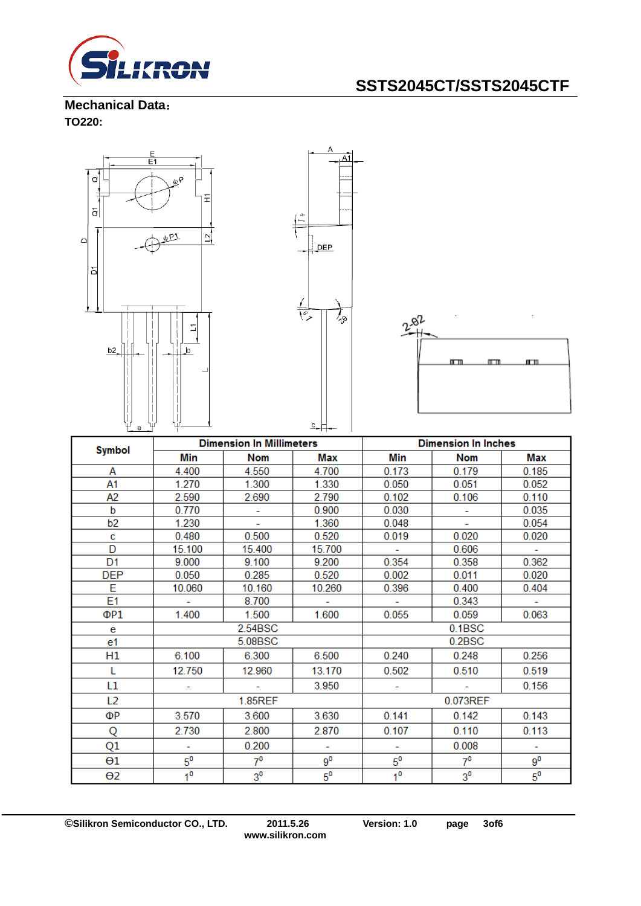## Mechanical Data：

**TO220:**

| Symbol | Dimension In Millimeters | | | Dimension In Inches | | |
|---|---|---|---|---|---|---|
| | Min | Nom | Max | Min | Nom | Max |
| A | 4.400 | 4.550 | 4.700 | 0.173 | 0.179 | 0.185 |
| A1 | 1.270 | 1.300 | 1.330 | 0.050 | 0.051 | 0.052 |
| A2 | 2.590 | 2.690 | 2.790 | 0.102 | 0.106 | 0.110 |
| b | 0.770 | - | 0.900 | 0.030 | - | 0.035 |
| b2 | 1.230 | - | 1.360 | 0.048 | - | 0.054 |
| c | 0.480 | 0.500 | 0.520 | 0.019 | 0.020 | 0.020 |
| D | 15.100 | 15.400 | 15.700 | - | 0.606 | - |
| D1 | 9.000 | 9.100 | 9.200 | 0.354 | 0.358 | 0.362 |
| DEP | 0.050 | 0.285 | 0.520 | 0.002 | 0.011 | 0.020 |
| E | 10.060 | 10.160 | 10.260 | 0.396 | 0.400 | 0.404 |
| E1 | - | 8.700 | - | - | 0.343 | - |
| ΦP1 | 1.400 | 1.500 | 1.600 | 0.055 | 0.059 | 0.063 |
| e | 2.54BSC | | | 0.1BSC | | |
| e1 | 5.08BSC | | | 0.2BSC | | |
| H1 | 6.100 | 6.300 | 6.500 | 0.240 | 0.248 | 0.256 |
| L | 12.750 | 12.960 | 13.170 | 0.502 | 0.510 | 0.519 |
| L1 | - | - | 3.950 | - | - | 0.156 |
| L2 | 1.85REF | | | 0.073REF | | |
| ΦP | 3.570 | 3.600 | 3.630 | 0.141 | 0.142 | 0.143 |
| Q | 2.730 | 2.800 | 2.870 | 0.107 | 0.110 | 0.113 |
| Q1 | - | 0.200 | - | - | 0.008 | - |
| Θ1 | $5^0$ | $7^0$ | $9^0$ | $5^0$ | $7^0$ | $9^0$ |
| Θ2 | $1^0$ | $3^0$ | $5^0$ | $1^0$ | $3^0$ | $5^0$ |

©Silikron Semiconductor CO., LTD. 2011.5.26 Version: 1.0
www.silikron.com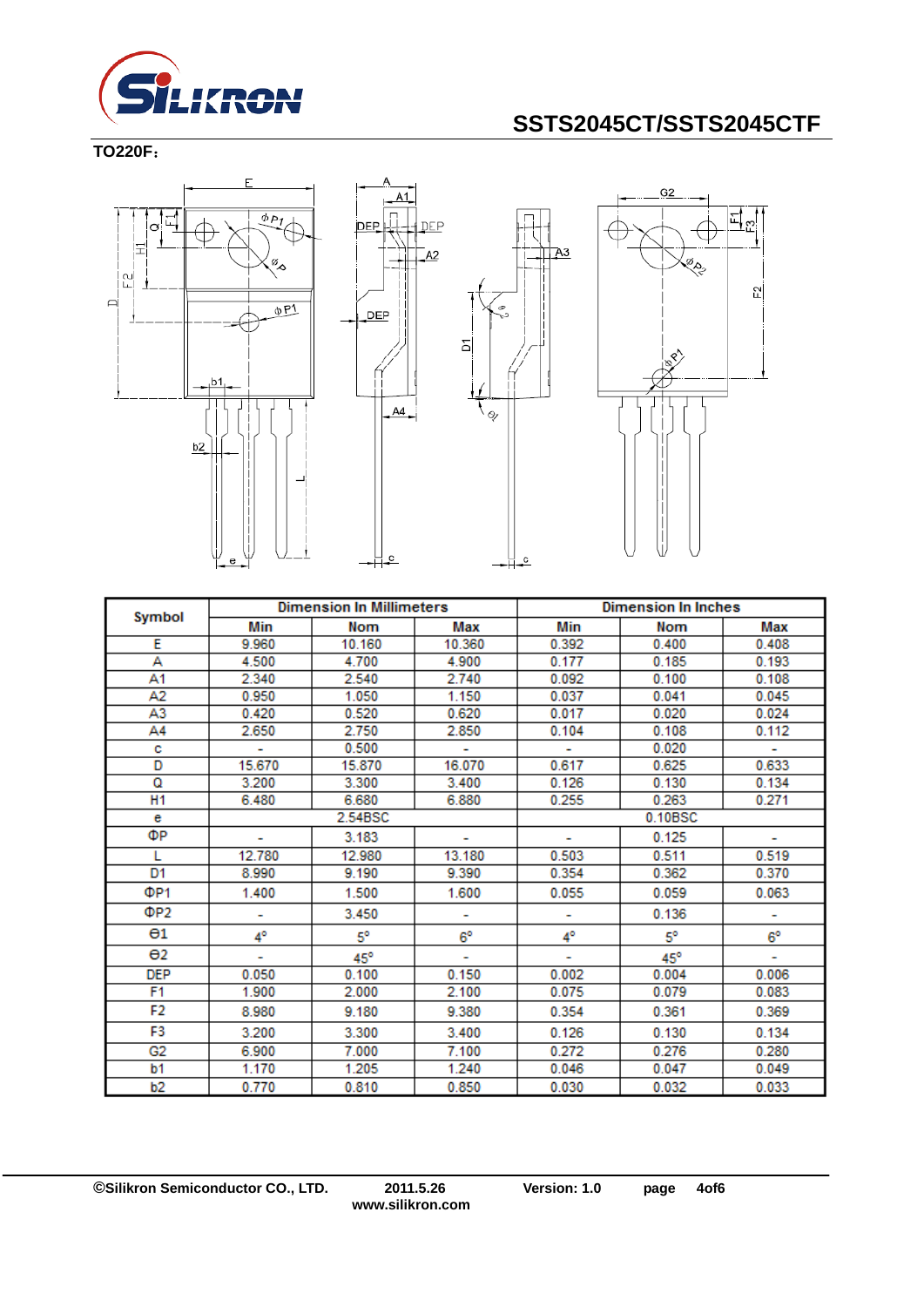**TO220F：**

| Symbol | Dimension In Millimeters | | | Dimension In Inches | | |
|---|---|---|---|---|---|---|
| | Min | Nom | Max | Min | Nom | Max |
| E | 9.960 | 10.160 | 10.360 | 0.392 | 0.400 | 0.408 |
| A | 4.500 | 4.700 | 4.900 | 0.177 | 0.185 | 0.193 |
| A1 | 2.340 | 2.540 | 2.740 | 0.092 | 0.100 | 0.108 |
| A2 | 0.950 | 1.050 | 1.150 | 0.037 | 0.041 | 0.045 |
| A3 | 0.420 | 0.520 | 0.620 | 0.017 | 0.020 | 0.024 |
| A4 | 2.650 | 2.750 | 2.850 | 0.104 | 0.108 | 0.112 |
| c | - | 0.500 | - | - | 0.020 | - |
| D | 15.670 | 15.870 | 16.070 | 0.617 | 0.625 | 0.633 |
| Q | 3.200 | 3.300 | 3.400 | 0.126 | 0.130 | 0.134 |
| H1 | 6.480 | 6.680 | 6.880 | 0.255 | 0.263 | 0.271 |
| e | | 2.54BSC | | | 0.10BSC | |
| ΦP | - | 3.183 | - | - | 0.125 | - |
| L | 12.780 | 12.980 | 13.180 | 0.503 | 0.511 | 0.519 |
| D1 | 8.990 | 9.190 | 9.390 | 0.354 | 0.362 | 0.370 |
| ΦP1 | 1.400 | 1.500 | 1.600 | 0.055 | 0.059 | 0.063 |
| ΦP2 | - | 3.450 | - | - | 0.136 | - |
| Θ1 | 4° | 5° | 6° | 4° | 5° | 6° |
| Θ2 | - | 45° | - | - | 45° | - |
| DEP | 0.050 | 0.100 | 0.150 | 0.002 | 0.004 | 0.006 |
| F1 | 1.900 | 2.000 | 2.100 | 0.075 | 0.079 | 0.083 |
| F2 | 8.980 | 9.180 | 9.380 | 0.354 | 0.361 | 0.369 |
| F3 | 3.200 | 3.300 | 3.400 | 0.126 | 0.130 | 0.134 |
| G2 | 6.900 | 7.000 | 7.100 | 0.272 | 0.276 | 0.280 |
| b1 | 1.170 | 1.205 | 1.240 | 0.046 | 0.047 | 0.049 |
| b2 | 0.770 | 0.810 | 0.850 | 0.030 | 0.032 | 0.033 |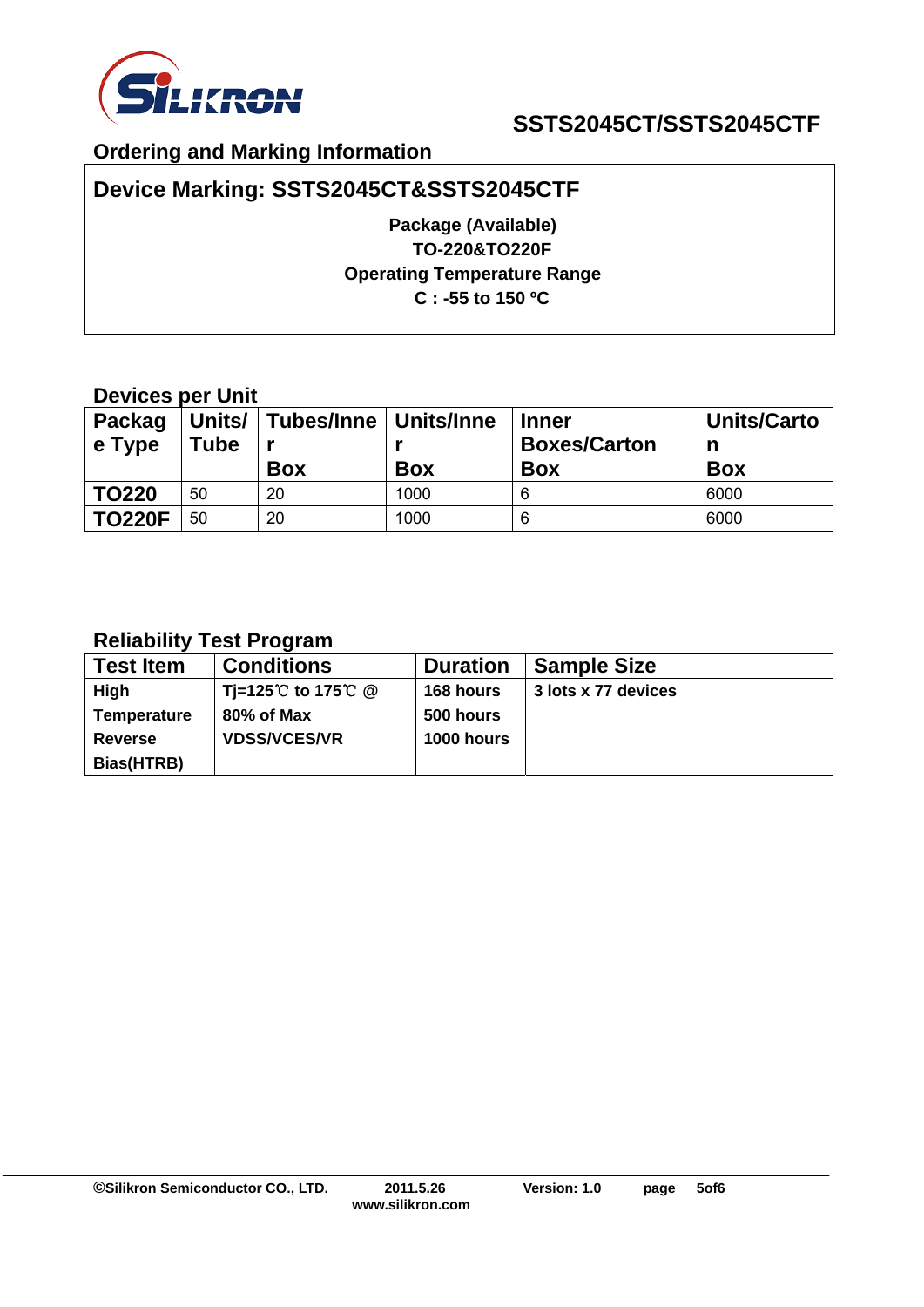## Ordering and Marking Information

**Device Marking: SSTS2045CT&SSTS2045CTF**

**Package (Available)**
**TO-220&TO220F**
**Operating Temperature Range**
**C : -55 to 150 ºC**

### Devices per Unit

| Package Type | Units/ Tube | Tubes/Inner Box | Units/Inner Box | Inner Boxes/Carton Box | Units/Carton Box |
|---|---|---|---|---|---|
| TO220 | 50 | 20 | 1000 | 6 | 6000 |
| TO220F | 50 | 20 | 1000 | 6 | 6000 |

### Reliability Test Program

| Test Item | Conditions | Duration | Sample Size |
|---|---|---|---|
| High Temperature Reverse Bias(HTRB) | Tj=125℃ to 175℃ @ 80% of Max VDSS/VCES/VR | 168 hours<br>500 hours<br>1000 hours | 3 lots x 77 devices |

©Silikron Semiconductor CO., LTD. 2011.5.26 Version: 1.0
www.silikron.com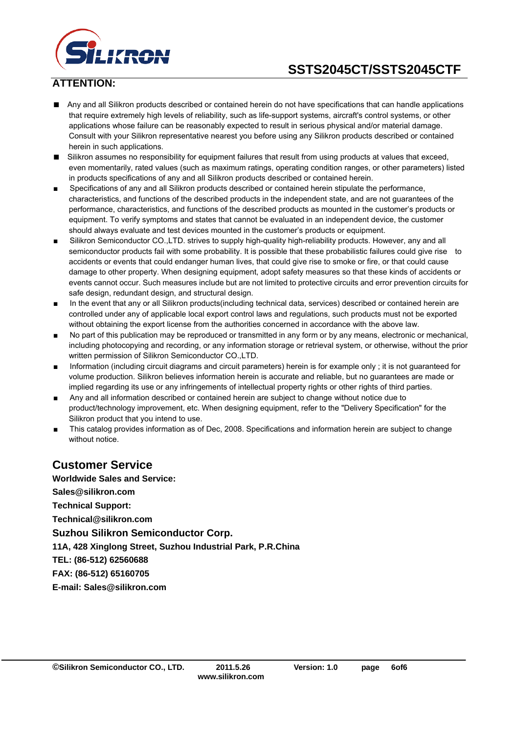## ATTENTION:

- Any and all Silikron products described or contained herein do not have specifications that can handle applications that require extremely high levels of reliability, such as life-support systems, aircraft's control systems, or other applications whose failure can be reasonably expected to result in serious physical and/or material damage. Consult with your Silikron representative nearest you before using any Silikron products described or contained herein in such applications.
- Silikron assumes no responsibility for equipment failures that result from using products at values that exceed, even momentarily, rated values (such as maximum ratings, operating condition ranges, or other parameters) listed in products specifications of any and all Silikron products described or contained herein.
- Specifications of any and all Silikron products described or contained herein stipulate the performance, characteristics, and functions of the described products in the independent state, and are not guarantees of the performance, characteristics, and functions of the described products as mounted in the customer's products or equipment. To verify symptoms and states that cannot be evaluated in an independent device, the customer should always evaluate and test devices mounted in the customer's products or equipment.
- Silikron Semiconductor CO.,LTD. strives to supply high-quality high-reliability products. However, any and all semiconductor products fail with some probability. It is possible that these probabilistic failures could give rise to accidents or events that could endanger human lives, that could give rise to smoke or fire, or that could cause damage to other property. When designing equipment, adopt safety measures so that these kinds of accidents or events cannot occur. Such measures include but are not limited to protective circuits and error prevention circuits for safe design, redundant design, and structural design.
- In the event that any or all Silikron products(including technical data, services) described or contained herein are controlled under any of applicable local export control laws and regulations, such products must not be exported without obtaining the export license from the authorities concerned in accordance with the above law.
- No part of this publication may be reproduced or transmitted in any form or by any means, electronic or mechanical, including photocopying and recording, or any information storage or retrieval system, or otherwise, without the prior written permission of Silikron Semiconductor CO.,LTD.
- Information (including circuit diagrams and circuit parameters) herein is for example only ; it is not guaranteed for volume production. Silikron believes information herein is accurate and reliable, but no guarantees are made or implied regarding its use or any infringements of intellectual property rights or other rights of third parties.
- Any and all information described or contained herein are subject to change without notice due to product/technology improvement, etc. When designing equipment, refer to the "Delivery Specification" for the Silikron product that you intend to use.
- This catalog provides information as of Dec, 2008. Specifications and information herein are subject to change without notice.

## Customer Service

**Worldwide Sales and Service:**

**Sales@silikron.com**

**Technical Support:**

**Technical@silikron.com**

### Suzhou Silikron Semiconductor Corp.

**11A, 428 Xinglong Street, Suzhou Industrial Park, P.R.China**

**TEL: (86-512) 62560688**

**FAX: (86-512) 65160705**

**E-mail: Sales@silikron.com**